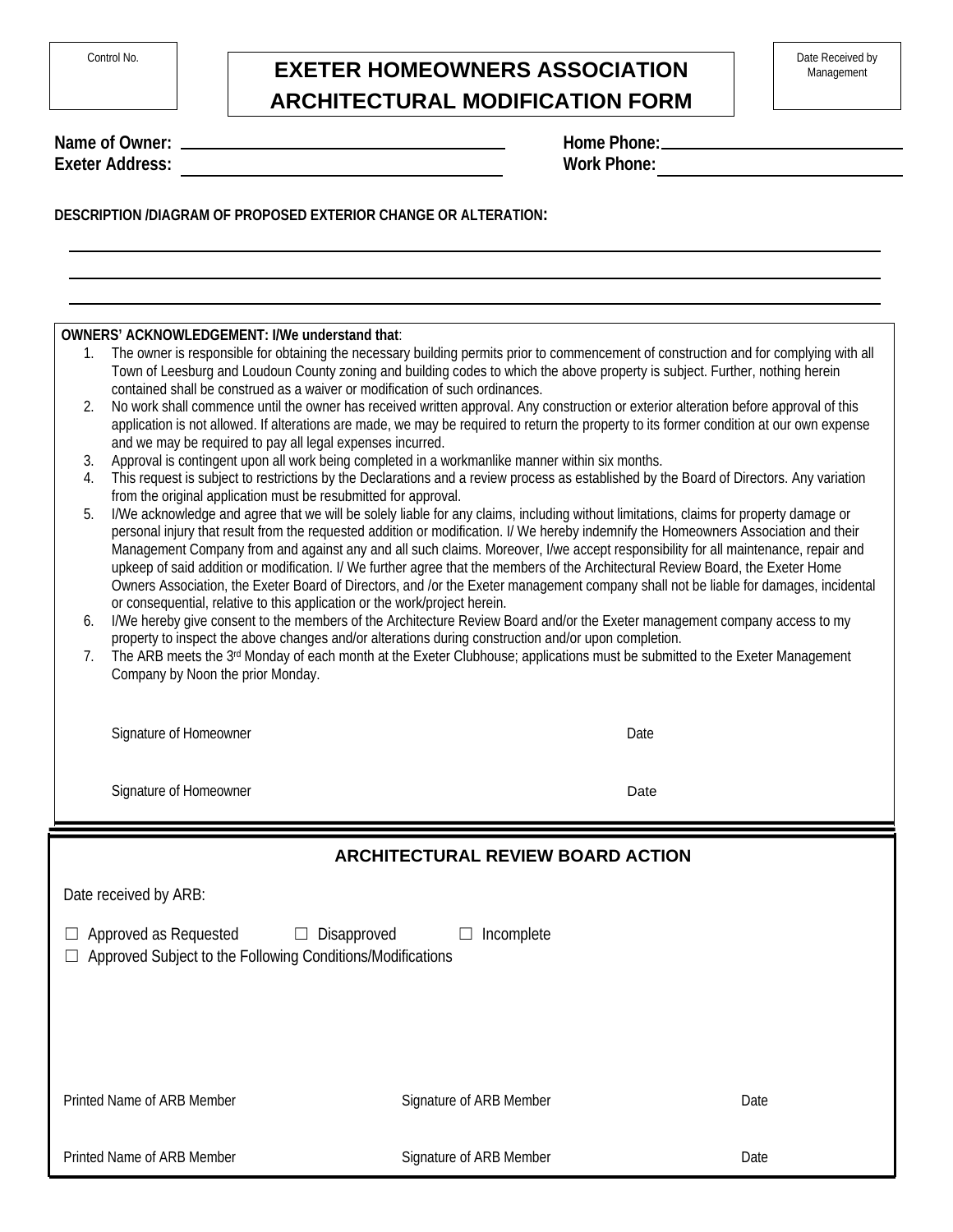Control No.

# EXETER HOMEOWNERS ASSOCIATION
# ARCHITECTURAL MODIFICATION FORM

Date Received by Management

**Name of Owner:** ______________________________ **Home Phone:** ______________________

**Exeter Address:** ______________________________ **Work Phone:** ______________________

**DESCRIPTION /DIAGRAM OF PROPOSED EXTERIOR CHANGE OR ALTERATION:**

______________________________________________________________________________

______________________________________________________________________________

______________________________________________________________________________

**OWNERS' ACKNOWLEDGEMENT: I/We understand that**:

1. The owner is responsible for obtaining the necessary building permits prior to commencement of construction and for complying with all Town of Leesburg and Loudoun County zoning and building codes to which the above property is subject. Further, nothing herein contained shall be construed as a waiver or modification of such ordinances.
2. No work shall commence until the owner has received written approval. Any construction or exterior alteration before approval of this application is not allowed. If alterations are made, we may be required to return the property to its former condition at our own expense and we may be required to pay all legal expenses incurred.
3. Approval is contingent upon all work being completed in a workmanlike manner within six months.
4. This request is subject to restrictions by the Declarations and a review process as established by the Board of Directors. Any variation from the original application must be resubmitted for approval.
5. I/We acknowledge and agree that we will be solely liable for any claims, including without limitations, claims for property damage or personal injury that result from the requested addition or modification. I/ We hereby indemnify the Homeowners Association and their Management Company from and against any and all such claims. Moreover, I/we accept responsibility for all maintenance, repair and upkeep of said addition or modification. I/ We further agree that the members of the Architectural Review Board, the Exeter Home Owners Association, the Exeter Board of Directors, and /or the Exeter management company shall not be liable for damages, incidental or consequential, relative to this application or the work/project herein.
6. I/We hereby give consent to the members of the Architecture Review Board and/or the Exeter management company access to my property to inspect the above changes and/or alterations during construction and/or upon completion.
7. The ARB meets the 3rd Monday of each month at the Exeter Clubhouse; applications must be submitted to the Exeter Management Company by Noon the prior Monday.

Signature of Homeowner Date

Signature of Homeowner Date

## ARCHITECTURAL REVIEW BOARD ACTION

Date received by ARB:

☐ Approved as Requested ☐ Disapproved ☐ Incomplete

☐ Approved Subject to the Following Conditions/Modifications

Printed Name of ARB Member Signature of ARB Member Date

Printed Name of ARB Member Signature of ARB Member Date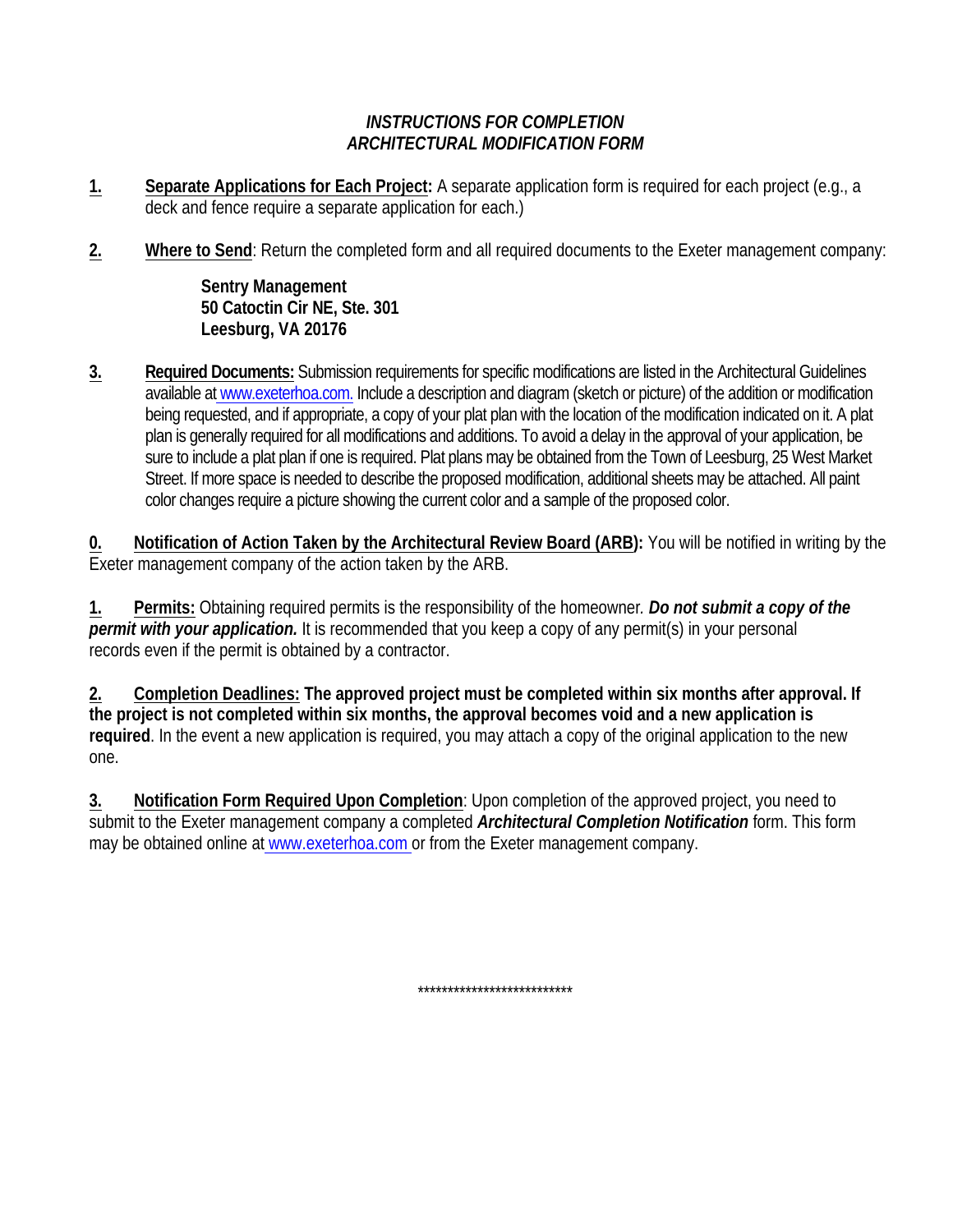## *INSTRUCTIONS FOR COMPLETION ARCHITECTURAL MODIFICATION FORM*

**1.** **Separate Applications for Each Project:** A separate application form is required for each project (e.g., a deck and fence require a separate application for each.)

**2.** **Where to Send**: Return the completed form and all required documents to the Exeter management company:

> **Sentry Management**
> **50 Catoctin Cir NE, Ste. 301**
> **Leesburg, VA 20176**

**3.** **Required Documents:** Submission requirements for specific modifications are listed in the Architectural Guidelines available at www.exeterhoa.com. Include a description and diagram (sketch or picture) of the addition or modification being requested, and if appropriate, a copy of your plat plan with the location of the modification indicated on it. A plat plan is generally required for all modifications and additions. To avoid a delay in the approval of your application, be sure to include a plat plan if one is required. Plat plans may be obtained from the Town of Leesburg, 25 West Market Street. If more space is needed to describe the proposed modification, additional sheets may be attached. All paint color changes require a picture showing the current color and a sample of the proposed color.

**0.** **Notification of Action Taken by the Architectural Review Board (ARB):** You will be notified in writing by the Exeter management company of the action taken by the ARB.

**1.** **Permits:** Obtaining required permits is the responsibility of the homeowner. ***Do not submit a copy of the permit with your application.*** It is recommended that you keep a copy of any permit(s) in your personal records even if the permit is obtained by a contractor.

**2.** **Completion Deadlines: The approved project must be completed within six months after approval. If the project is not completed within six months, the approval becomes void and a new application is required**. In the event a new application is required, you may attach a copy of the original application to the new one.

**3.** **Notification Form Required Upon Completion**: Upon completion of the approved project, you need to submit to the Exeter management company a completed ***Architectural Completion Notification*** form. This form may be obtained online at www.exeterhoa.com or from the Exeter management company.

**************************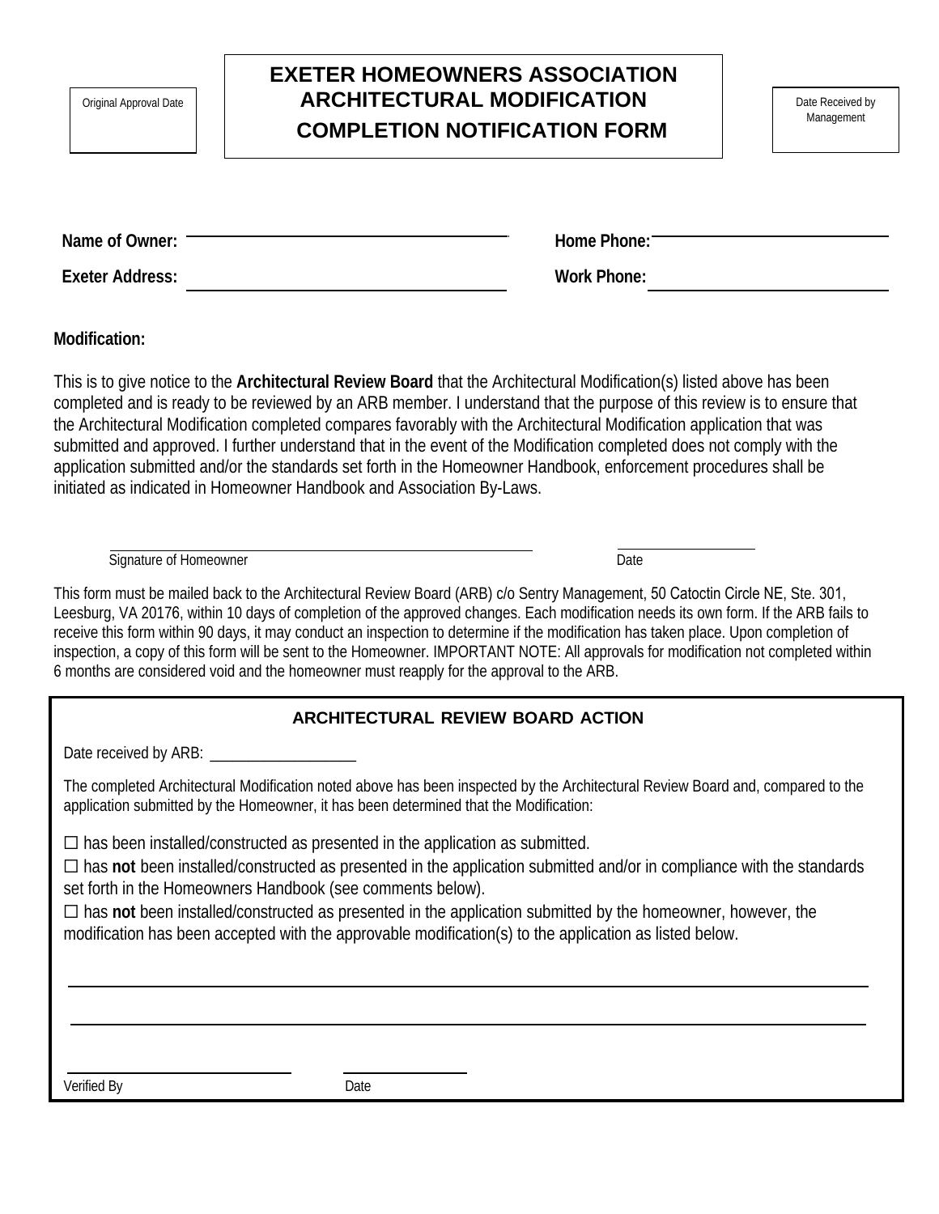Original Approval Date

# EXETER HOMEOWNERS ASSOCIATION
# ARCHITECTURAL MODIFICATION
# COMPLETION NOTIFICATION FORM

Date Received by Management

**Name of Owner:** ______________________________ **Home Phone:** ______________________

**Exeter Address:** ______________________________ **Work Phone:** ______________________

**Modification:**

This is to give notice to the **Architectural Review Board** that the Architectural Modification(s) listed above has been completed and is ready to be reviewed by an ARB member. I understand that the purpose of this review is to ensure that the Architectural Modification completed compares favorably with the Architectural Modification application that was submitted and approved. I further understand that in the event of the Modification completed does not comply with the application submitted and/or the standards set forth in the Homeowner Handbook, enforcement procedures shall be initiated as indicated in Homeowner Handbook and Association By-Laws.

______________________________________ ______________

Signature of Homeowner Date

This form must be mailed back to the Architectural Review Board (ARB) c/o Sentry Management, 50 Catoctin Circle NE, Ste. 301, Leesburg, VA 20176, within 10 days of completion of the approved changes. Each modification needs its own form. If the ARB fails to receive this form within 90 days, it may conduct an inspection to determine if the modification has taken place. Upon completion of inspection, a copy of this form will be sent to the Homeowner. IMPORTANT NOTE: All approvals for modification not completed within 6 months are considered void and the homeowner must reapply for the approval to the ARB.

## ARCHITECTURAL REVIEW BOARD ACTION

Date received by ARB: ___________________

The completed Architectural Modification noted above has been inspected by the Architectural Review Board and, compared to the application submitted by the Homeowner, it has been determined that the Modification:

☐ has been installed/constructed as presented in the application as submitted.

☐ has **not** been installed/constructed as presented in the application submitted and/or in compliance with the standards set forth in the Homeowners Handbook (see comments below).

☐ has **not** been installed/constructed as presented in the application submitted by the homeowner, however, the modification has been accepted with the approvable modification(s) to the application as listed below.

______________________________________________________________________

______________________________________________________________________

______________________ ______________

Verified By Date